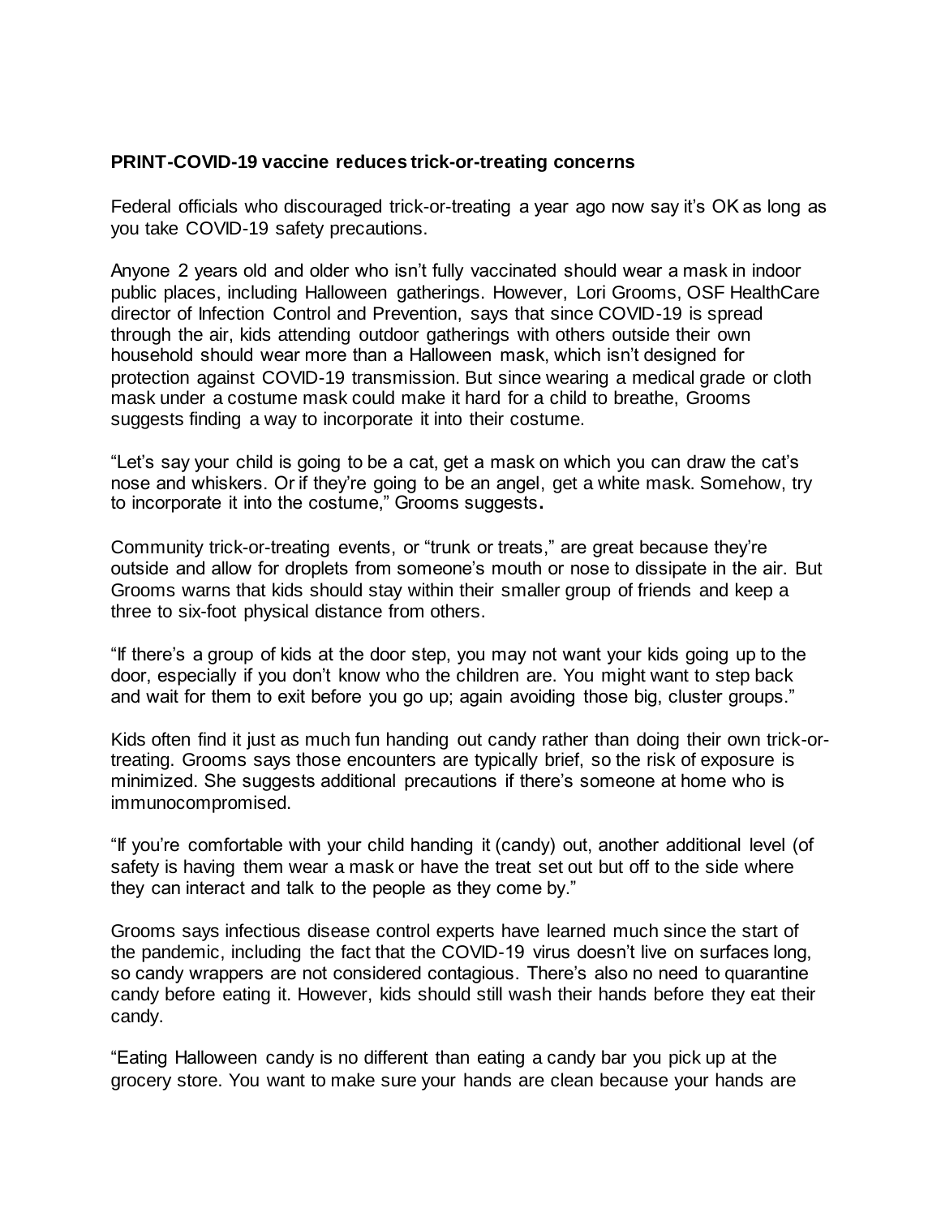**PRINT-COVID-19 vaccine reduces trick-or-treating concerns**

Federal officials who discouraged trick-or-treating a year ago now say it's OK as long as you take COVID-19 safety precautions.

Anyone 2 years old and older who isn't fully vaccinated should wear a mask in indoor public places, including Halloween gatherings. However, Lori Grooms, OSF HealthCare director of Infection Control and Prevention, says that since COVID-19 is spread through the air, kids attending outdoor gatherings with others outside their own household should wear more than a Halloween mask, which isn't designed for protection against COVID-19 transmission. But since wearing a medical grade or cloth mask under a costume mask could make it hard for a child to breathe, Grooms suggests finding a way to incorporate it into their costume.

"Let's say your child is going to be a cat, get a mask on which you can draw the cat's nose and whiskers. Or if they're going to be an angel, get a white mask. Somehow, try to incorporate it into the costume," Grooms suggests**.**

Community trick-or-treating events, or "trunk or treats," are great because they're outside and allow for droplets from someone's mouth or nose to dissipate in the air. But Grooms warns that kids should stay within their smaller group of friends and keep a three to six-foot physical distance from others.

"If there's a group of kids at the door step, you may not want your kids going up to the door, especially if you don't know who the children are. You might want to step back and wait for them to exit before you go up; again avoiding those big, cluster groups."

Kids often find it just as much fun handing out candy rather than doing their own trick-or-treating. Grooms says those encounters are typically brief, so the risk of exposure is minimized. She suggests additional precautions if there's someone at home who is immunocompromised.

"If you're comfortable with your child handing it (candy) out, another additional level (of safety is having them wear a mask or have the treat set out but off to the side where they can interact and talk to the people as they come by."

Grooms says infectious disease control experts have learned much since the start of the pandemic, including the fact that the COVID-19 virus doesn't live on surfaces long, so candy wrappers are not considered contagious. There's also no need to quarantine candy before eating it. However, kids should still wash their hands before they eat their candy.

"Eating Halloween candy is no different than eating a candy bar you pick up at the grocery store. You want to make sure your hands are clean because your hands are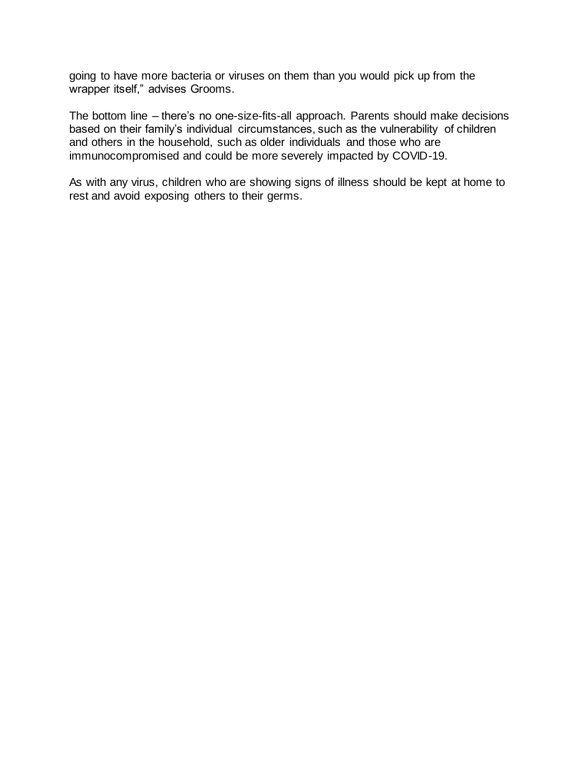going to have more bacteria or viruses on them than you would pick up from the wrapper itself," advises Grooms.

The bottom line – there's no one-size-fits-all approach. Parents should make decisions based on their family's individual circumstances, such as the vulnerability of children and others in the household, such as older individuals and those who are immunocompromised and could be more severely impacted by COVID-19.

As with any virus, children who are showing signs of illness should be kept at home to rest and avoid exposing others to their germs.